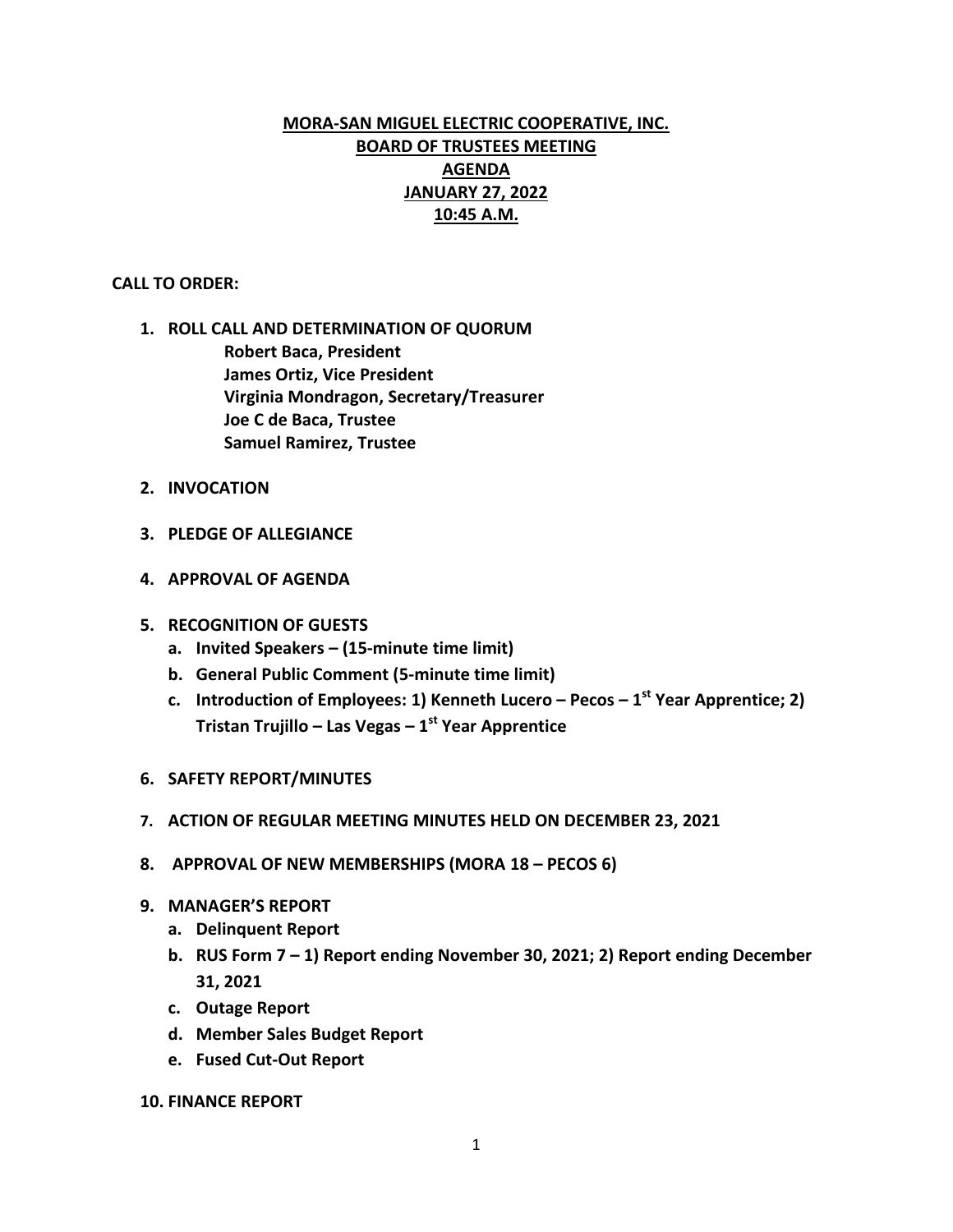**MORA-SAN MIGUEL ELECTRIC COOPERATIVE, INC.**
**BOARD OF TRUSTEES MEETING**
**AGENDA**
**JANUARY 27, 2022**
**10:45 A.M.**

**CALL TO ORDER:**

1. **ROLL CALL AND DETERMINATION OF QUORUM**
   - **Robert Baca, President**
   - **James Ortiz, Vice President**
   - **Virginia Mondragon, Secretary/Treasurer**
   - **Joe C de Baca, Trustee**
   - **Samuel Ramirez, Trustee**

2. **INVOCATION**

3. **PLEDGE OF ALLEGIANCE**

4. **APPROVAL OF AGENDA**

5. **RECOGNITION OF GUESTS**
   a. **Invited Speakers – (15-minute time limit)**
   b. **General Public Comment (5-minute time limit)**
   c. **Introduction of Employees: 1) Kenneth Lucero – Pecos – 1st Year Apprentice; 2) Tristan Trujillo – Las Vegas – 1st Year Apprentice**

6. **SAFETY REPORT/MINUTES**

7. **ACTION OF REGULAR MEETING MINUTES HELD ON DECEMBER 23, 2021**

8. **APPROVAL OF NEW MEMBERSHIPS (MORA 18 – PECOS 6)**

9. **MANAGER'S REPORT**
   a. **Delinquent Report**
   b. **RUS Form 7 – 1) Report ending November 30, 2021; 2) Report ending December 31, 2021**
   c. **Outage Report**
   d. **Member Sales Budget Report**
   e. **Fused Cut-Out Report**

10. **FINANCE REPORT**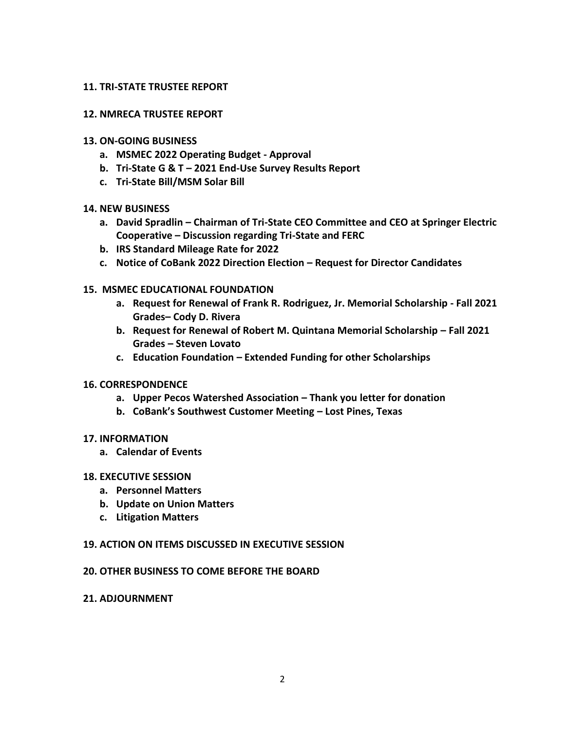**11. TRI-STATE TRUSTEE REPORT**

**12. NMRECA TRUSTEE REPORT**

**13. ON-GOING BUSINESS**

- **a. MSMEC 2022 Operating Budget - Approval**
- **b. Tri-State G & T – 2021 End-Use Survey Results Report**
- **c. Tri-State Bill/MSM Solar Bill**

**14. NEW BUSINESS**

- **a. David Spradlin – Chairman of Tri-State CEO Committee and CEO at Springer Electric Cooperative – Discussion regarding Tri-State and FERC**
- **b. IRS Standard Mileage Rate for 2022**
- **c. Notice of CoBank 2022 Direction Election – Request for Director Candidates**

**15. MSMEC EDUCATIONAL FOUNDATION**

- **a. Request for Renewal of Frank R. Rodriguez, Jr. Memorial Scholarship - Fall 2021 Grades– Cody D. Rivera**
- **b. Request for Renewal of Robert M. Quintana Memorial Scholarship – Fall 2021 Grades – Steven Lovato**
- **c. Education Foundation – Extended Funding for other Scholarships**

**16. CORRESPONDENCE**

- **a. Upper Pecos Watershed Association – Thank you letter for donation**
- **b. CoBank's Southwest Customer Meeting – Lost Pines, Texas**

**17. INFORMATION**

- **a. Calendar of Events**

**18. EXECUTIVE SESSION**

- **a. Personnel Matters**
- **b. Update on Union Matters**
- **c. Litigation Matters**

**19. ACTION ON ITEMS DISCUSSED IN EXECUTIVE SESSION**

**20. OTHER BUSINESS TO COME BEFORE THE BOARD**

**21. ADJOURNMENT**